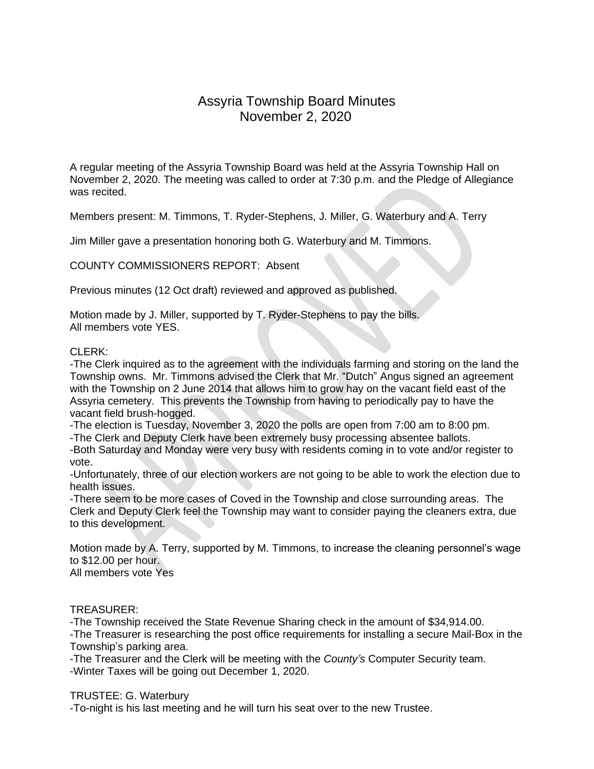# Assyria Township Board Minutes
## November 2, 2020

A regular meeting of the Assyria Township Board was held at the Assyria Township Hall on November 2, 2020. The meeting was called to order at 7:30 p.m. and the Pledge of Allegiance was recited.

Members present: M. Timmons, T. Ryder-Stephens, J. Miller, G. Waterbury and A. Terry

Jim Miller gave a presentation honoring both G. Waterbury and M. Timmons.

COUNTY COMMISSIONERS REPORT: Absent

Previous minutes (12 Oct draft) reviewed and approved as published.

Motion made by J. Miller, supported by T. Ryder-Stephens to pay the bills.
All members vote YES.

CLERK:
-The Clerk inquired as to the agreement with the individuals farming and storing on the land the Township owns. Mr. Timmons advised the Clerk that Mr. "Dutch" Angus signed an agreement with the Township on 2 June 2014 that allows him to grow hay on the vacant field east of the Assyria cemetery. This prevents the Township from having to periodically pay to have the vacant field brush-hogged.
-The election is Tuesday, November 3, 2020 the polls are open from 7:00 am to 8:00 pm.
-The Clerk and Deputy Clerk have been extremely busy processing absentee ballots.
-Both Saturday and Monday were very busy with residents coming in to vote and/or register to vote.
-Unfortunately, three of our election workers are not going to be able to work the election due to health issues.
-There seem to be more cases of Coved in the Township and close surrounding areas. The Clerk and Deputy Clerk feel the Township may want to consider paying the cleaners extra, due to this development.

Motion made by A. Terry, supported by M. Timmons, to increase the cleaning personnel's wage to $12.00 per hour.
All members vote Yes

TREASURER:
-The Township received the State Revenue Sharing check in the amount of $34,914.00.
-The Treasurer is researching the post office requirements for installing a secure Mail-Box in the Township's parking area.
-The Treasurer and the Clerk will be meeting with the *County's* Computer Security team.
-Winter Taxes will be going out December 1, 2020.

TRUSTEE: G. Waterbury
-To-night is his last meeting and he will turn his seat over to the new Trustee.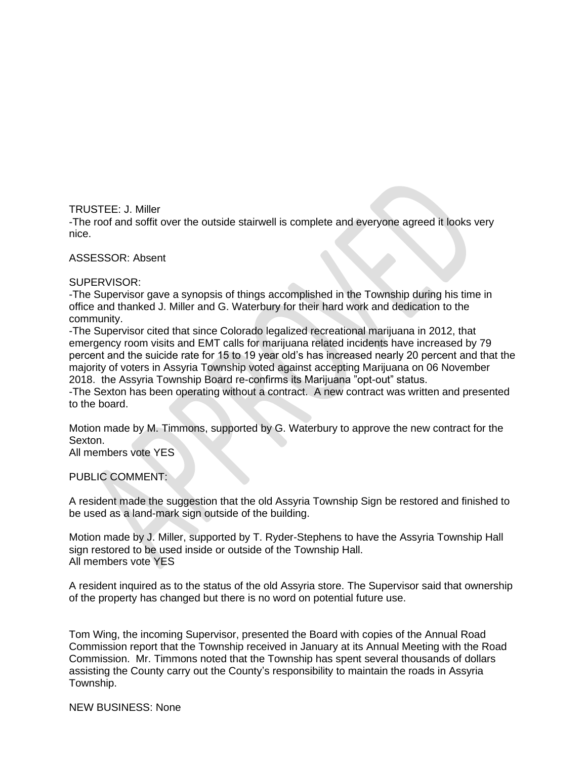TRUSTEE: J. Miller

-The roof and soffit over the outside stairwell is complete and everyone agreed it looks very nice.

ASSESSOR: Absent

SUPERVISOR:

-The Supervisor gave a synopsis of things accomplished in the Township during his time in office and thanked J. Miller and G. Waterbury for their hard work and dedication to the community.

-The Supervisor cited that since Colorado legalized recreational marijuana in 2012, that emergency room visits and EMT calls for marijuana related incidents have increased by 79 percent and the suicide rate for 15 to 19 year old's has increased nearly 20 percent and that the majority of voters in Assyria Township voted against accepting Marijuana on 06 November 2018. the Assyria Township Board re-confirms its Marijuana "opt-out" status.

-The Sexton has been operating without a contract. A new contract was written and presented to the board.

Motion made by M. Timmons, supported by G. Waterbury to approve the new contract for the Sexton.
All members vote YES

PUBLIC COMMENT:

A resident made the suggestion that the old Assyria Township Sign be restored and finished to be used as a land-mark sign outside of the building.

Motion made by J. Miller, supported by T. Ryder-Stephens to have the Assyria Township Hall sign restored to be used inside or outside of the Township Hall.
All members vote YES

A resident inquired as to the status of the old Assyria store. The Supervisor said that ownership of the property has changed but there is no word on potential future use.

Tom Wing, the incoming Supervisor, presented the Board with copies of the Annual Road Commission report that the Township received in January at its Annual Meeting with the Road Commission. Mr. Timmons noted that the Township has spent several thousands of dollars assisting the County carry out the County's responsibility to maintain the roads in Assyria Township.

NEW BUSINESS: None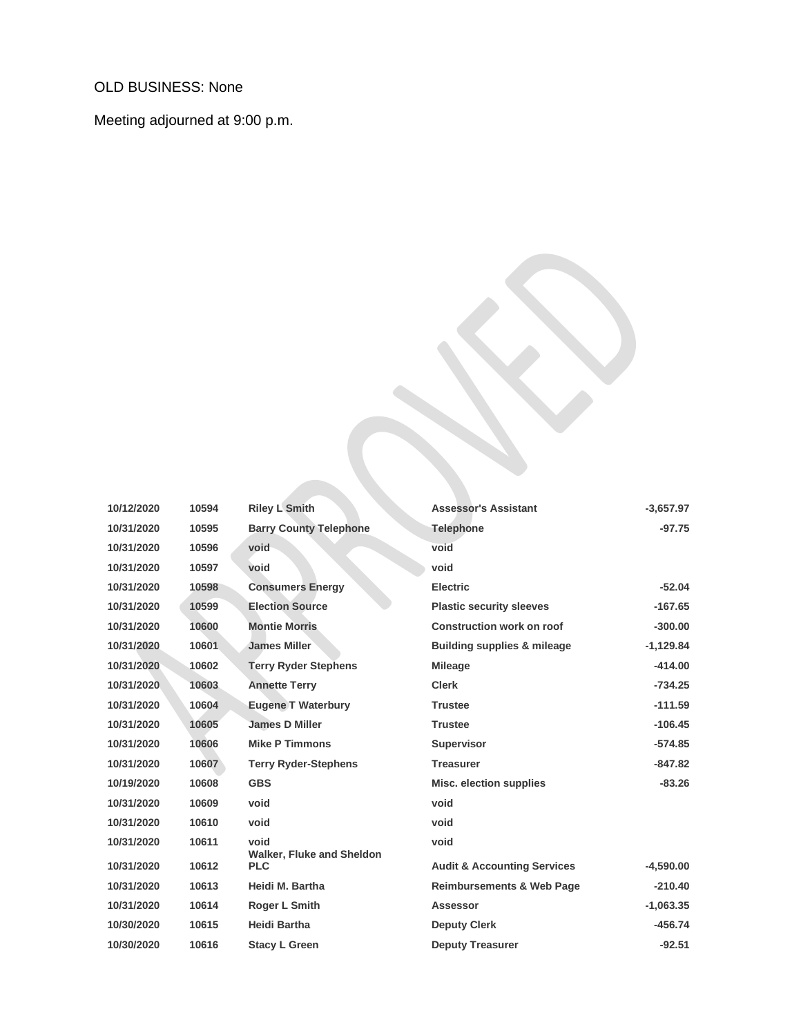OLD BUSINESS: None

Meeting adjourned at 9:00 p.m.

| | | | | |
|---|---|---|---|---|
| 10/12/2020 | 10594 | Riley L Smith | Assessor's Assistant | -3,657.97 |
| 10/31/2020 | 10595 | Barry County Telephone | Telephone | -97.75 |
| 10/31/2020 | 10596 | void | void | |
| 10/31/2020 | 10597 | void | void | |
| 10/31/2020 | 10598 | Consumers Energy | Electric | -52.04 |
| 10/31/2020 | 10599 | Election Source | Plastic security sleeves | -167.65 |
| 10/31/2020 | 10600 | Montie Morris | Construction work on roof | -300.00 |
| 10/31/2020 | 10601 | James Miller | Building supplies & mileage | -1,129.84 |
| 10/31/2020 | 10602 | Terry Ryder Stephens | Mileage | -414.00 |
| 10/31/2020 | 10603 | Annette Terry | Clerk | -734.25 |
| 10/31/2020 | 10604 | Eugene T Waterbury | Trustee | -111.59 |
| 10/31/2020 | 10605 | James D Miller | Trustee | -106.45 |
| 10/31/2020 | 10606 | Mike P Timmons | Supervisor | -574.85 |
| 10/31/2020 | 10607 | Terry Ryder-Stephens | Treasurer | -847.82 |
| 10/19/2020 | 10608 | GBS | Misc. election supplies | -83.26 |
| 10/31/2020 | 10609 | void | void | |
| 10/31/2020 | 10610 | void | void | |
| 10/31/2020 | 10611 | void | void | |
| 10/31/2020 | 10612 | Walker, Fluke and Sheldon PLC | Audit & Accounting Services | -4,590.00 |
| 10/31/2020 | 10613 | Heidi M. Bartha | Reimbursements & Web Page | -210.40 |
| 10/31/2020 | 10614 | Roger L Smith | Assessor | -1,063.35 |
| 10/30/2020 | 10615 | Heidi Bartha | Deputy Clerk | -456.74 |
| 10/30/2020 | 10616 | Stacy L Green | Deputy Treasurer | -92.51 |